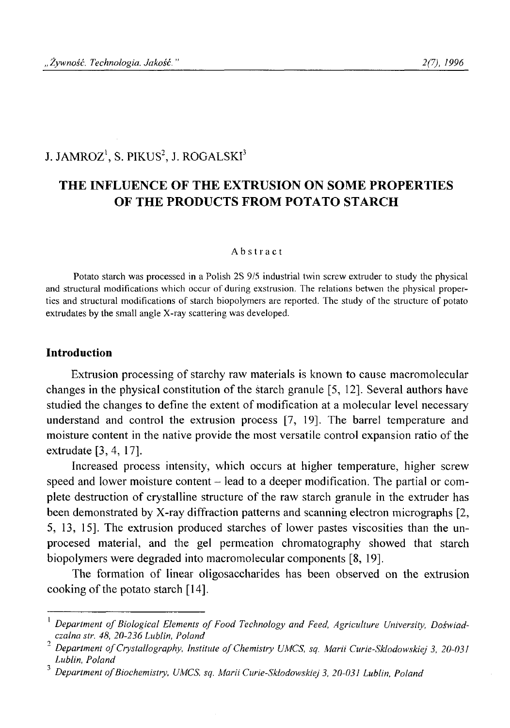J. JAMROZ[1], S. PIKUS[2], J. ROGALSKI[3]

# THE INFLUENCE OF THE EXTRUSION ON SOME PROPERTIES OF THE PRODUCTS FROM POTATO STARCH

### Abstract

Potato starch was processed in a Polish 2S 9/5 industrial twin screw extruder to study the physical and structural modifications which occur of during exstrusion. The relations betwen the physical properties and structural modifications of starch biopolymers are reported. The study of the structure of potato extrudates by the small angle X-ray scattering was developed.

## Introduction

Extrusion processing of starchy raw materials is known to cause macromolecular changes in the physical constitution of the starch granule [5, 12]. Several authors have studied the changes to define the extent of modification at a molecular level necessary understand and control the extrusion process [7, 19]. The barrel temperature and moisture content in the native provide the most versatile control expansion ratio of the extrudate [3, 4, 17].

Increased process intensity, which occurs at higher temperature, higher screw speed and lower moisture content – lead to a deeper modification. The partial or complete destruction of crystalline structure of the raw starch granule in the extruder has been demonstrated by X-ray diffraction patterns and scanning electron micrographs [2, 5, 13, 15]. The extrusion produced starches of lower pastes viscosities than the unprocesed material, and the gel permeation chromatography showed that starch biopolymers were degraded into macromolecular components [8, 19].

The formation of linear oligosaccharides has been observed on the extrusion cooking of the potato starch [14].

---

[1] *Department of Biological Elements of Food Technology and Feed, Agriculture University, Doświadczalna str. 48, 20-236 Lublin, Poland*

[2] *Department of Crystallography, Institute of Chemistry UMCS, sq. Marii Curie-Skłodowskiej 3, 20-031 Lublin, Poland*

[3] *Department of Biochemistry, UMCS, sq. Marii Curie-Skłodowskiej 3, 20-031 Lublin, Poland*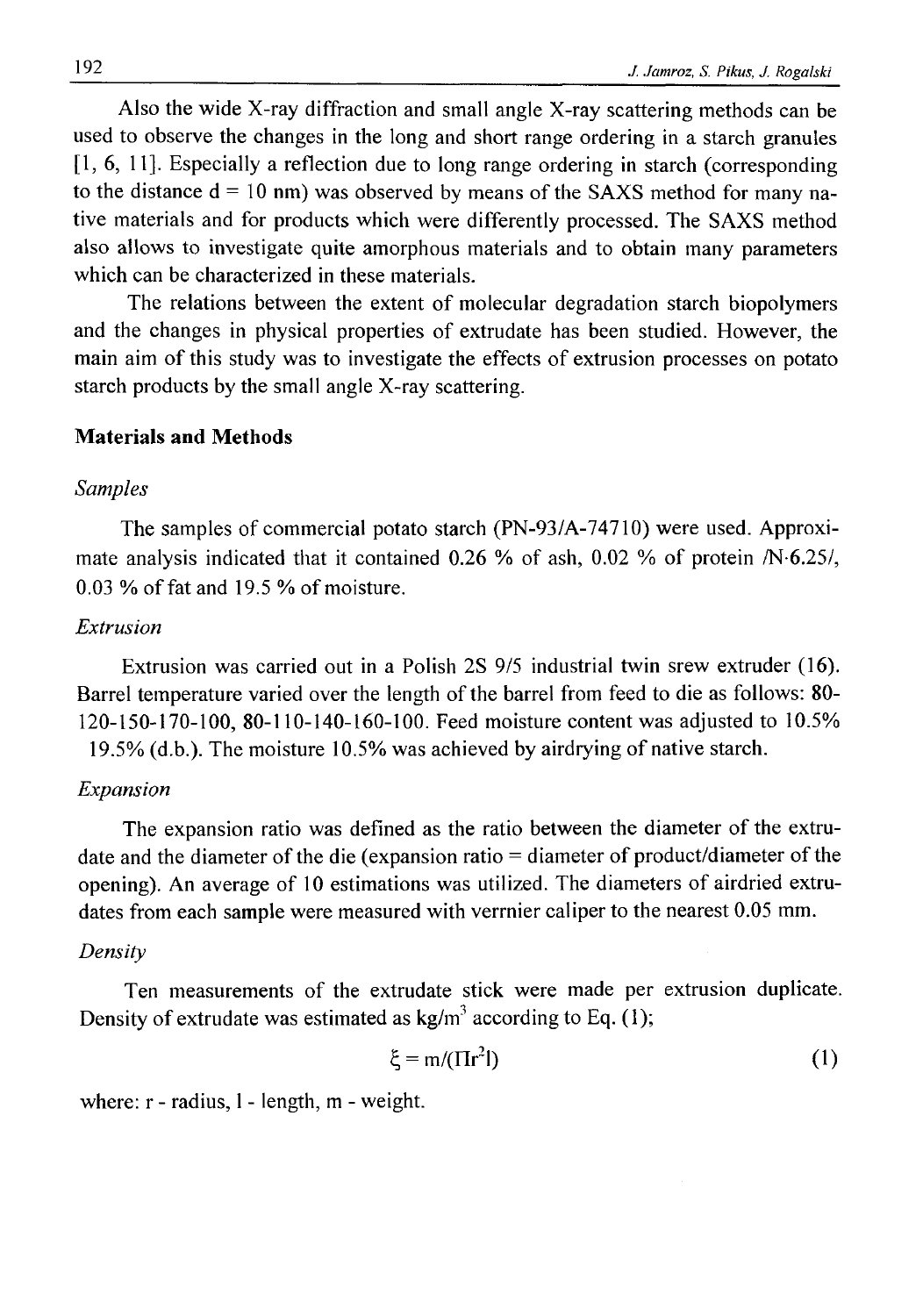Also the wide X-ray diffraction and small angle X-ray scattering methods can be used to observe the changes in the long and short range ordering in a starch granules [1, 6, 11]. Especially a reflection due to long range ordering in starch (corresponding to the distance d = 10 nm) was observed by means of the SAXS method for many native materials and for products which were differently processed. The SAXS method also allows to investigate quite amorphous materials and to obtain many parameters which can be characterized in these materials.

The relations between the extent of molecular degradation starch biopolymers and the changes in physical properties of extrudate has been studied. However, the main aim of this study was to investigate the effects of extrusion processes on potato starch products by the small angle X-ray scattering.

## Materials and Methods

### *Samples*

The samples of commercial potato starch (PN-93/A-74710) were used. Approximate analysis indicated that it contained 0.26 % of ash, 0.02 % of protein /N·6.25/, 0.03 % of fat and 19.5 % of moisture.

### *Extrusion*

Extrusion was carried out in a Polish 2S 9/5 industrial twin srew extruder (16). Barrel temperature varied over the length of the barrel from feed to die as follows: 80-120-150-170-100, 80-110-140-160-100. Feed moisture content was adjusted to 10.5% 19.5% (d.b.). The moisture 10.5% was achieved by airdrying of native starch.

### *Expansion*

The expansion ratio was defined as the ratio between the diameter of the extrudate and the diameter of the die (expansion ratio = diameter of product/diameter of the opening). An average of 10 estimations was utilized. The diameters of airdried extrudates from each sample were measured with verrnier caliper to the nearest 0.05 mm.

### *Density*

Ten measurements of the extrudate stick were made per extrusion duplicate. Density of extrudate was estimated as kg/m$^3$ according to Eq. (1);

$$\xi = m/(\Pi r^2 l) \tag{1}$$

where: r - radius, l - length, m - weight.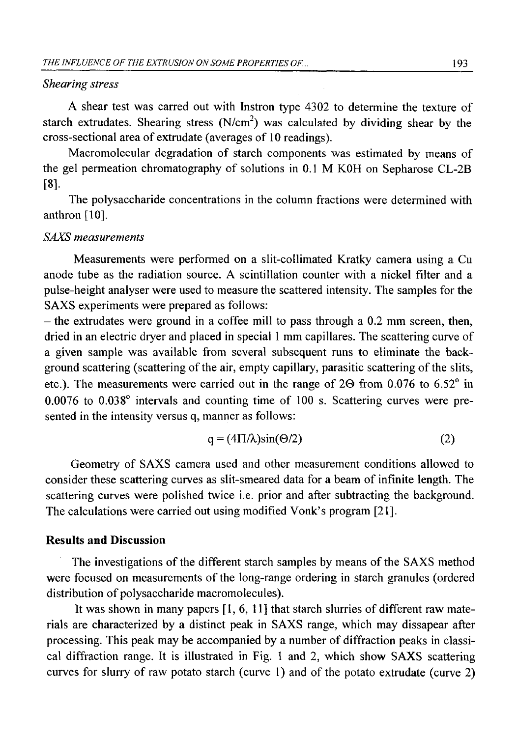*Shearing stress*

A shear test was carred out with Instron type 4302 to determine the texture of starch extrudates. Shearing stress ($N/cm^2$) was calculated by dividing shear by the cross-sectional area of extrudate (averages of 10 readings).

Macromolecular degradation of starch components was estimated by means of the gel permeation chromatography of solutions in 0.1 M KOH on Sepharose CL-2B [8].

The polysaccharide concentrations in the column fractions were determined with anthron [10].

*SAXS measurements*

Measurements were performed on a slit-collimated Kratky camera using a Cu anode tube as the radiation source. A scintillation counter with a nickel filter and a pulse-height analyser were used to measure the scattered intensity. The samples for the SAXS experiments were prepared as follows:

– the extrudates were ground in a coffee mill to pass through a 0.2 mm screen, then, dried in an electric dryer and placed in special 1 mm capillares. The scattering curve of a given sample was available from several subsequent runs to eliminate the background scattering (scattering of the air, empty capillary, parasitic scattering of the slits, etc.). The measurements were carried out in the range of 2Θ from 0.076 to 6.52° in 0.0076 to 0.038° intervals and counting time of 100 s. Scattering curves were presented in the intensity versus q, manner as follows:

$$q = (4\Pi/\lambda)\sin(\Theta/2) \qquad (2)$$

Geometry of SAXS camera used and other measurement conditions allowed to consider these scattering curves as slit-smeared data for a beam of infinite length. The scattering curves were polished twice i.e. prior and after subtracting the background. The calculations were carried out using modified Vonk's program [21].

## Results and Discussion

The investigations of the different starch samples by means of the SAXS method were focused on measurements of the long-range ordering in starch granules (ordered distribution of polysaccharide macromolecules).

It was shown in many papers [1, 6, 11] that starch slurries of different raw materials are characterized by a distinct peak in SAXS range, which may dissapear after processing. This peak may be accompanied by a number of diffraction peaks in classical diffraction range. It is illustrated in Fig. 1 and 2, which show SAXS scattering curves for slurry of raw potato starch (curve 1) and of the potato extrudate (curve 2)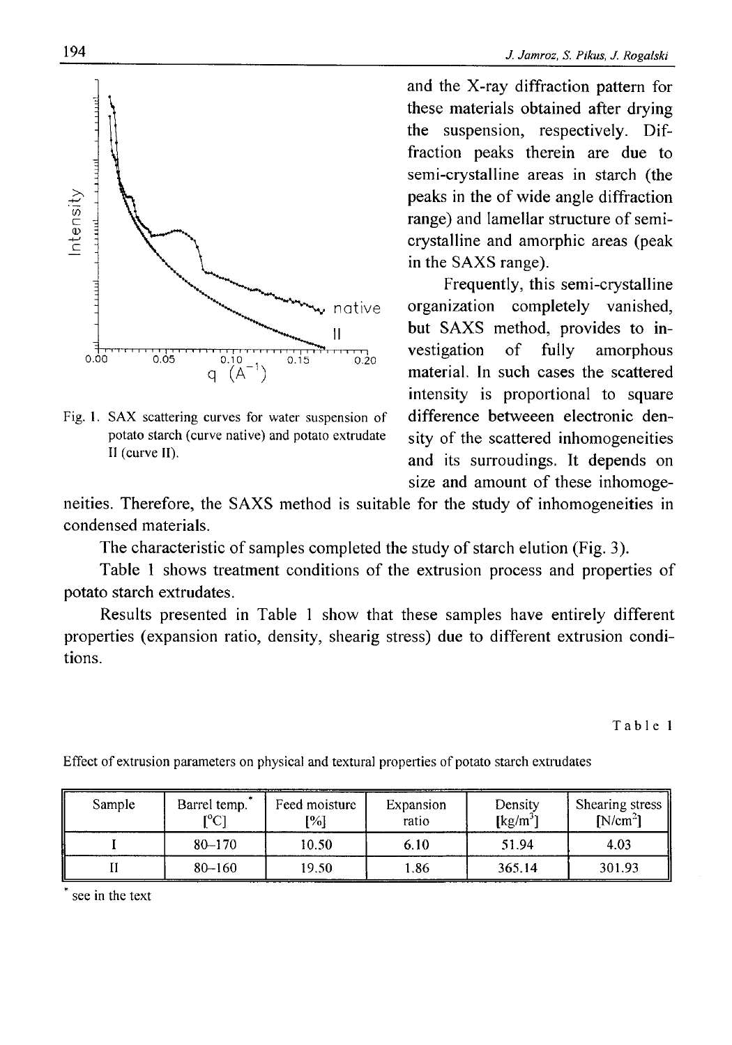Fig. 1. SAX scattering curves for water suspension of potato starch (curve native) and potato extrudate II (curve II).

and the X-ray diffraction pattern for these materials obtained after drying the suspension, respectively. Diffraction peaks therein are due to semi-crystalline areas in starch (the peaks in the of wide angle diffraction range) and lamellar structure of semi-crystalline and amorphic areas (peak in the SAXS range).

Frequently, this semi-crystalline organization completely vanished, but SAXS method, provides to investigation of fully amorphous material. In such cases the scattered intensity is proportional to square difference betweeen electronic density of the scattered inhomogeneities and its surroudings. It depends on size and amount of these inhomogeneities. Therefore, the SAXS method is suitable for the study of inhomogeneities in condensed materials.

The characteristic of samples completed the study of starch elution (Fig. 3).

Table 1 shows treatment conditions of the extrusion process and properties of potato starch extrudates.

Results presented in Table 1 show that these samples have entirely different properties (expansion ratio, density, shearig stress) due to different extrusion conditions.

Table 1

Effect of extrusion parameters on physical and textural properties of potato starch extrudates

| Sample | Barrel temp.* [°C] | Feed moisture [%] | Expansion ratio | Density [kg/m$^3$] | Shearing stress [N/cm$^2$] |
|---|---|---|---|---|---|
| I | 80–170 | 10.50 | 6.10 | 51.94 | 4.03 |
| II | 80–160 | 19.50 | 1.86 | 365.14 | 301.93 |

\* see in the text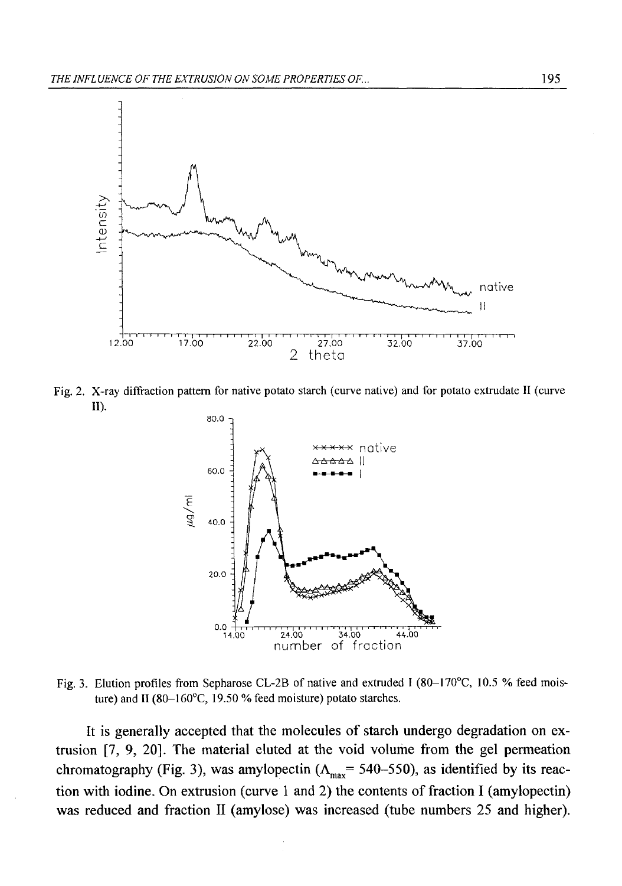Fig. 2. X-ray diffraction pattern for native potato starch (curve native) and for potato extrudate II (curve II).

Fig. 3. Elution profiles from Sepharose CL-2B of native and extruded I (80–170°C, 10.5 % feed moisture) and II (80–160°C, 19.50 % feed moisture) potato starches.

It is generally accepted that the molecules of starch undergo degradation on extrusion [7, 9, 20]. The material eluted at the void volume from the gel permeation chromatography (Fig. 3), was amylopectin ($\Lambda_{max}$= 540–550), as identified by its reaction with iodine. On extrusion (curve 1 and 2) the contents of fraction I (amylopectin) was reduced and fraction II (amylose) was increased (tube numbers 25 and higher).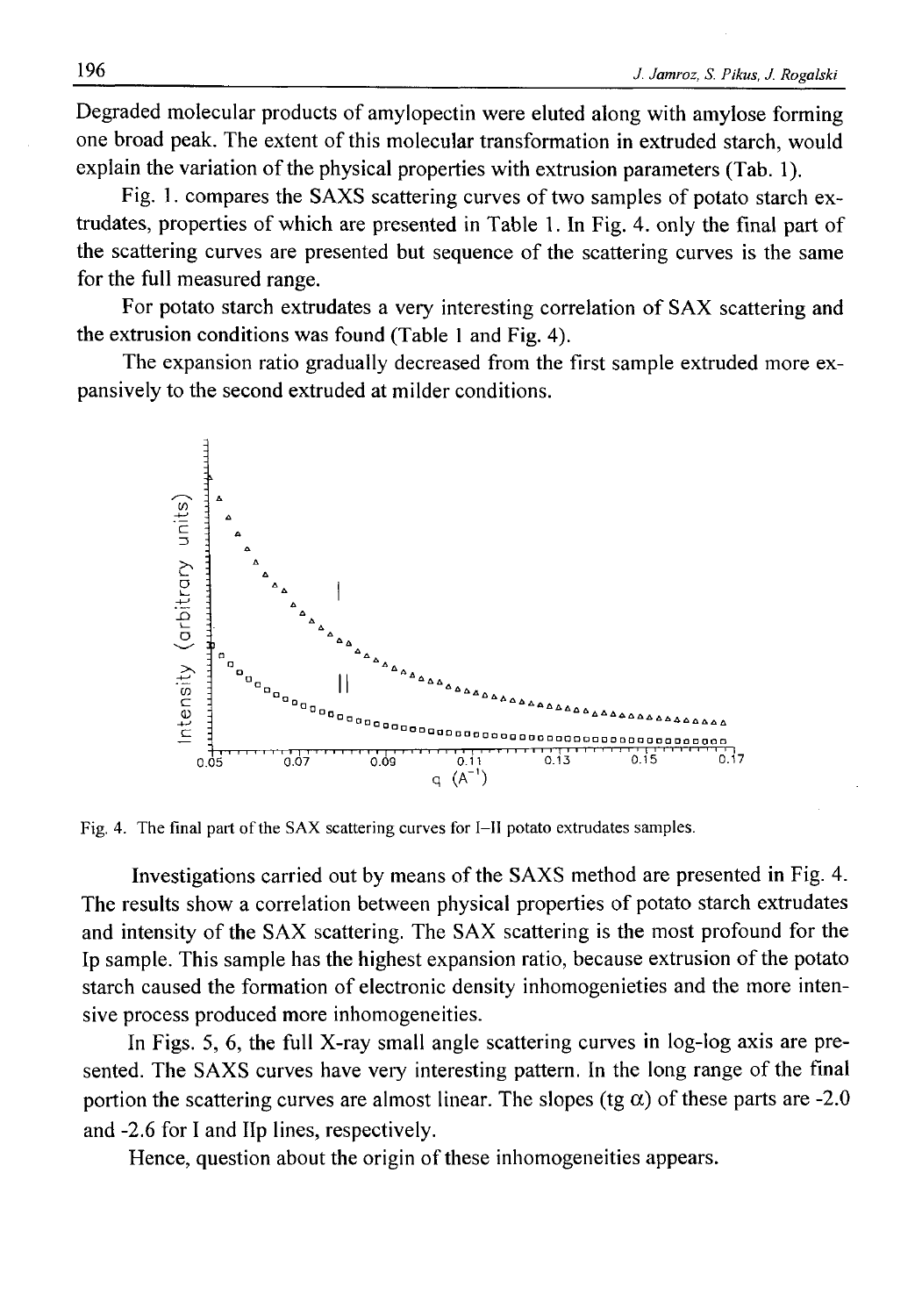Degraded molecular products of amylopectin were eluted along with amylose forming one broad peak. The extent of this molecular transformation in extruded starch, would explain the variation of the physical properties with extrusion parameters (Tab. 1).

Fig. 1. compares the SAXS scattering curves of two samples of potato starch extrudates, properties of which are presented in Table 1. In Fig. 4. only the final part of the scattering curves are presented but sequence of the scattering curves is the same for the full measured range.

For potato starch extrudates a very interesting correlation of SAX scattering and the extrusion conditions was found (Table 1 and Fig. 4).

The expansion ratio gradually decreased from the first sample extruded more expansively to the second extruded at milder conditions.

Fig. 4. The final part of the SAX scattering curves for I–II potato extrudates samples.

Investigations carried out by means of the SAXS method are presented in Fig. 4. The results show a correlation between physical properties of potato starch extrudates and intensity of the SAX scattering. The SAX scattering is the most profound for the Ip sample. This sample has the highest expansion ratio, because extrusion of the potato starch caused the formation of electronic density inhomogenieties and the more intensive process produced more inhomogeneities.

In Figs. 5, 6, the full X-ray small angle scattering curves in log-log axis are presented. The SAXS curves have very interesting pattern. In the long range of the final portion the scattering curves are almost linear. The slopes (tg $\alpha$) of these parts are -2.0 and -2.6 for I and IIp lines, respectively.

Hence, question about the origin of these inhomogeneities appears.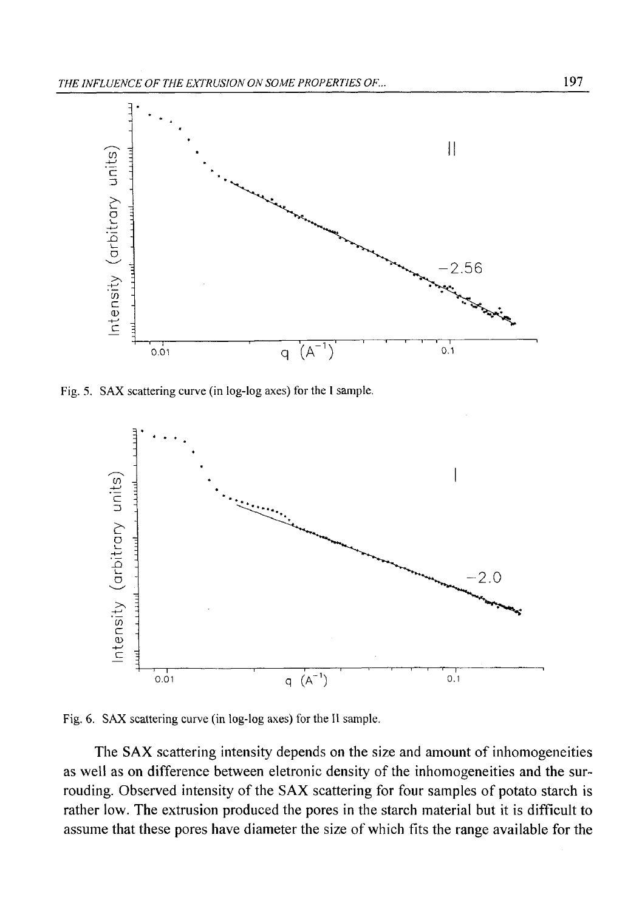Fig. 5. SAX scattering curve (in log-log axes) for the I sample.

Fig. 6. SAX scattering curve (in log-log axes) for the II sample.

The SAX scattering intensity depends on the size and amount of inhomogeneities as well as on difference between eletronic density of the inhomogeneities and the surrouding. Observed intensity of the SAX scattering for four samples of potato starch is rather low. The extrusion produced the pores in the starch material but it is difficult to assume that these pores have diameter the size of which fits the range available for the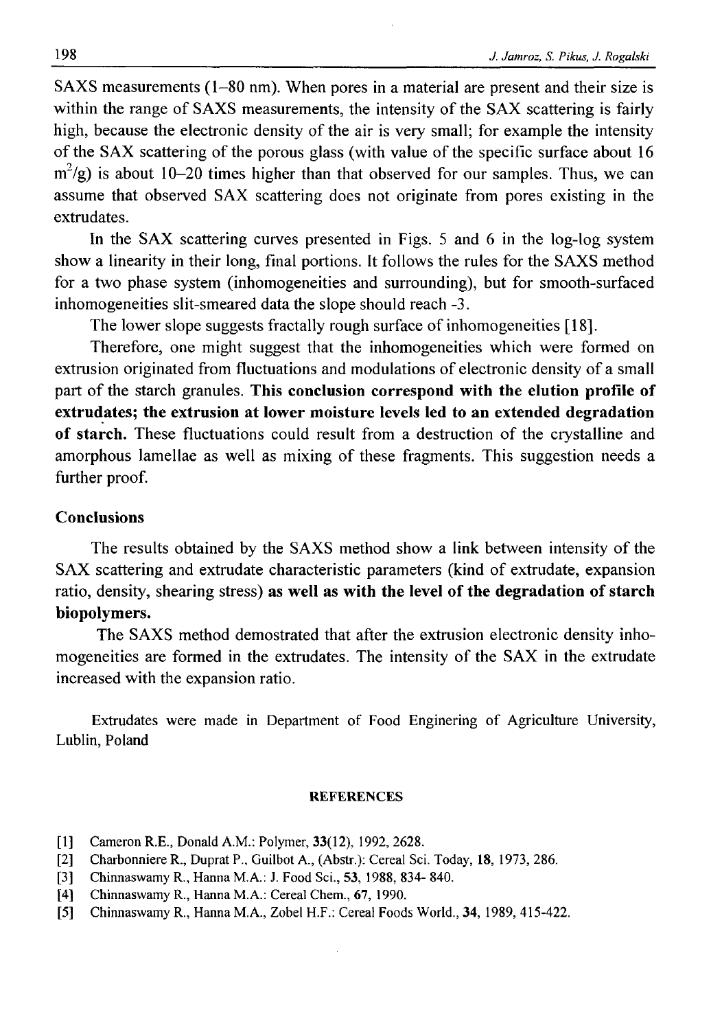SAXS measurements (1–80 nm). When pores in a material are present and their size is within the range of SAXS measurements, the intensity of the SAX scattering is fairly high, because the electronic density of the air is very small; for example the intensity of the SAX scattering of the porous glass (with value of the specific surface about 16 $m^2/g$) is about 10–20 times higher than that observed for our samples. Thus, we can assume that observed SAX scattering does not originate from pores existing in the extrudates.

In the SAX scattering curves presented in Figs. 5 and 6 in the log-log system show a linearity in their long, final portions. It follows the rules for the SAXS method for a two phase system (inhomogeneities and surrounding), but for smooth-surfaced inhomogeneities slit-smeared data the slope should reach -3.

The lower slope suggests fractally rough surface of inhomogeneities [18].

Therefore, one might suggest that the inhomogeneities which were formed on extrusion originated from fluctuations and modulations of electronic density of a small part of the starch granules. **This conclusion correspond with the elution profile of extrudates; the extrusion at lower moisture levels led to an extended degradation of starch.** These fluctuations could result from a destruction of the crystalline and amorphous lamellae as well as mixing of these fragments. This suggestion needs a further proof.

## Conclusions

The results obtained by the SAXS method show a link between intensity of the SAX scattering and extrudate characteristic parameters (kind of extrudate, expansion ratio, density, shearing stress) **as well as with the level of the degradation of starch biopolymers.**

The SAXS method demostrated that after the extrusion electronic density inhomogeneities are formed in the extrudates. The intensity of the SAX in the extrudate increased with the expansion ratio.

Extrudates were made in Department of Food Enginering of Agriculture University, Lublin, Poland

### REFERENCES

[1] Cameron R.E., Donald A.M.: Polymer, **33**(12), 1992, 2628.

[2] Charbonniere R., Duprat P., Guilbot A., (Abstr.): Cereal Sci. Today, **18**, 1973, 286.

[3] Chinnaswamy R., Hanna M.A.: J. Food Sci., **53**, 1988, 834- 840.

[4] Chinnaswamy R., Hanna M.A.: Cereal Chem., **67**, 1990.

[5] Chinnaswamy R., Hanna M.A., Zobel H.F.: Cereal Foods World., **34**, 1989, 415-422.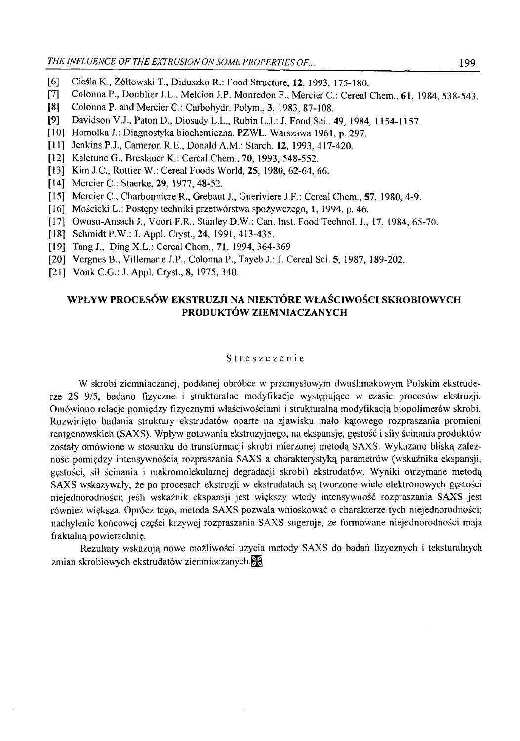[6] Cieśla K., Żółtowski T., Diduszko R.: Food Structure, **12**, 1993, 175-180.
[7] Colonna P., Doublier J.L., Melcion J.P. Monredon F., Mercier C.: Cereal Chem., **61**, 1984, 538-543.
[8] Colonna P. and Mercier C.: Carbohydr. Polym., **3**, 1983, 87-108.
[9] Davidson V.J., Paton D., Diosady L.L., Rubin L.J.: J. Food Sci., **49**, 1984, 1154-1157.
[10] Homolka J.: Diagnostyka biochemiczna. PZWL, Warszawa 1961, p. 297.
[11] Jenkins P.J., Cameron R.E., Donald A.M.: Starch, **12**, 1993, 417-420.
[12] Kaletunc G., Breslauer K.: Cereal Chem., **70**, 1993, 548-552.
[13] Kim J.C., Rottier W.: Cereal Foods World, **25**, 1980, 62-64, 66.
[14] Mercier C.: Staerke, **29**, 1977, 48-52.
[15] Mercier C., Charbonniere R., Grebaut J., Gueriviere J.F.: Cereal Chem., **57**, 1980, 4-9.
[16] Mościcki L.: Postępy techniki przetwórstwa spożywczego, **1**, 1994, p. 46.
[17] Owusu-Ansach J., Voort F.R., Stanley D.W.: Can. Inst. Food Technol. J., **17**, 1984, 65-70.
[18] Schmidt P.W.: J. Appl. Cryst., **24**, 1991, 413-435.
[19] Tang J., Ding X.L.: Cereal Chem., **71**, 1994, 364-369
[20] Vergnes B., Villemarie J.P., Colonna P., Tayeb J.: J. Cereal Sci. **5**, 1987, 189-202.
[21] Vonk C.G.: J. Appl. Cryst., **8**, 1975, 340.

## WPŁYW PROCESÓW EKSTRUZJI NA NIEKTÓRE WŁAŚCIWOŚCI SKROBIOWYCH PRODUKTÓW ZIEMNIACZANYCH

### Streszczenie

W skrobi ziemniaczanej, poddanej obróbce w przemysłowym dwuślimakowym Polskim ekstruderze 2S 9/5, badano fizyczne i strukturalne modyfikacje występujące w czasie procesów ekstruzji. Omówiono relacje pomiędzy fizycznymi właściwościami i strukturalną modyfikacją biopolimerów skrobi. Rozwinięto badania struktury ekstrudatów oparte na zjawisku mało kątowego rozpraszania promieni rentgenowskich (SAXS). Wpływ gotowania ekstruzyjnego, na ekspansję, gęstość i siły ścinania produktów zostały omówione w stosunku do transformacji skrobi mierzonej metodą SAXS. Wykazano bliską zależność pomiędzy intensywnością rozpraszania SAXS a charakterystyką parametrów (wskaźnika ekspansji, gęstości, sił ścinania i makromolekularnej degradacji skrobi) ekstrudatów. Wyniki otrzymane metodą SAXS wskazywały, że po procesach ekstruzji w ekstrudatach są tworzone wiele elektronowych gęstości niejednorodności; jeśli wskaźnik ekspansji jest większy wtedy intensywność rozpraszania SAXS jest również większa. Oprócz tego, metoda SAXS pozwala wnioskować o charakterze tych niejednorodności; nachylenie końcowej części krzywej rozpraszania SAXS sugeruje, że formowane niejednorodności mają fraktalną powierzchnię.

Rezultaty wskazują nowe możliwości użycia metody SAXS do badań fizycznych i teksturalnych zmian skrobiowych ekstrudatów ziemniaczanych.